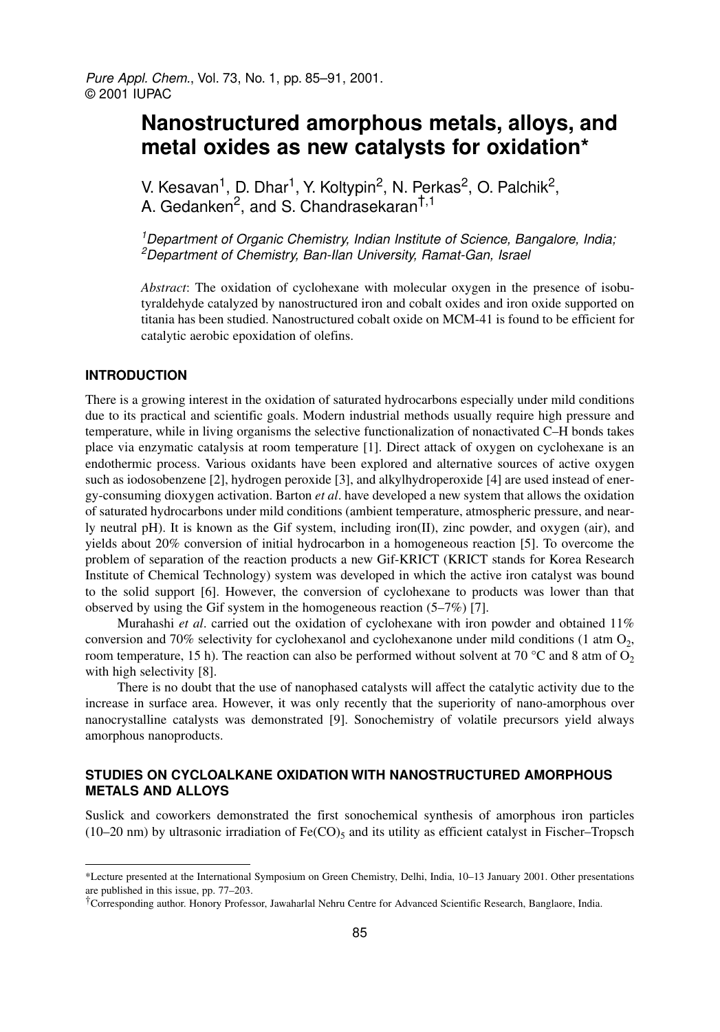# Nanostructured amorphous metals, alloys, and metal oxides as new catalysts for oxidation*

V. Kesavan[1], D. Dhar[1], Y. Koltypin[2], N. Perkas[2], O. Palchik[2], A. Gedanken[2], and S. Chandrasekaran[†,1]

[1]*Department of Organic Chemistry, Indian Institute of Science, Bangalore, India;* [2]*Department of Chemistry, Ban-Ilan University, Ramat-Gan, Israel*

*Abstract*: The oxidation of cyclohexane with molecular oxygen in the presence of isobutyraldehyde catalyzed by nanostructured iron and cobalt oxides and iron oxide supported on titania has been studied. Nanostructured cobalt oxide on MCM-41 is found to be efficient for catalytic aerobic epoxidation of olefins.

## INTRODUCTION

There is a growing interest in the oxidation of saturated hydrocarbons especially under mild conditions due to its practical and scientific goals. Modern industrial methods usually require high pressure and temperature, while in living organisms the selective functionalization of nonactivated C–H bonds takes place via enzymatic catalysis at room temperature [1]. Direct attack of oxygen on cyclohexane is an endothermic process. Various oxidants have been explored and alternative sources of active oxygen such as iodosobenzene [2], hydrogen peroxide [3], and alkylhydroperoxide [4] are used instead of energy-consuming dioxygen activation. Barton *et al*. have developed a new system that allows the oxidation of saturated hydrocarbons under mild conditions (ambient temperature, atmospheric pressure, and nearly neutral pH). It is known as the Gif system, including iron(II), zinc powder, and oxygen (air), and yields about 20% conversion of initial hydrocarbon in a homogeneous reaction [5]. To overcome the problem of separation of the reaction products a new Gif-KRICT (KRICT stands for Korea Research Institute of Chemical Technology) system was developed in which the active iron catalyst was bound to the solid support [6]. However, the conversion of cyclohexane to products was lower than that observed by using the Gif system in the homogeneous reaction (5–7%) [7].

Murahashi *et al*. carried out the oxidation of cyclohexane with iron powder and obtained 11% conversion and 70% selectivity for cyclohexanol and cyclohexanone under mild conditions (1 atm $O_2$, room temperature, 15 h). The reaction can also be performed without solvent at 70 °C and 8 atm of $O_2$ with high selectivity [8].

There is no doubt that the use of nanophased catalysts will affect the catalytic activity due to the increase in surface area. However, it was only recently that the superiority of nano-amorphous over nanocrystalline catalysts was demonstrated [9]. Sonochemistry of volatile precursors yield always amorphous nanoproducts.

## STUDIES ON CYCLOALKANE OXIDATION WITH NANOSTRUCTURED AMORPHOUS METALS AND ALLOYS

Suslick and coworkers demonstrated the first sonochemical synthesis of amorphous iron particles (10–20 nm) by ultrasonic irradiation of $Fe(CO)_5$ and its utility as efficient catalyst in Fischer–Tropsch

---

*Lecture presented at the International Symposium on Green Chemistry, Delhi, India, 10–13 January 2001. Other presentations are published in this issue, pp. 77–203.

†Corresponding author. Honory Professor, Jawaharlal Nehru Centre for Advanced Scientific Research, Banglaore, India.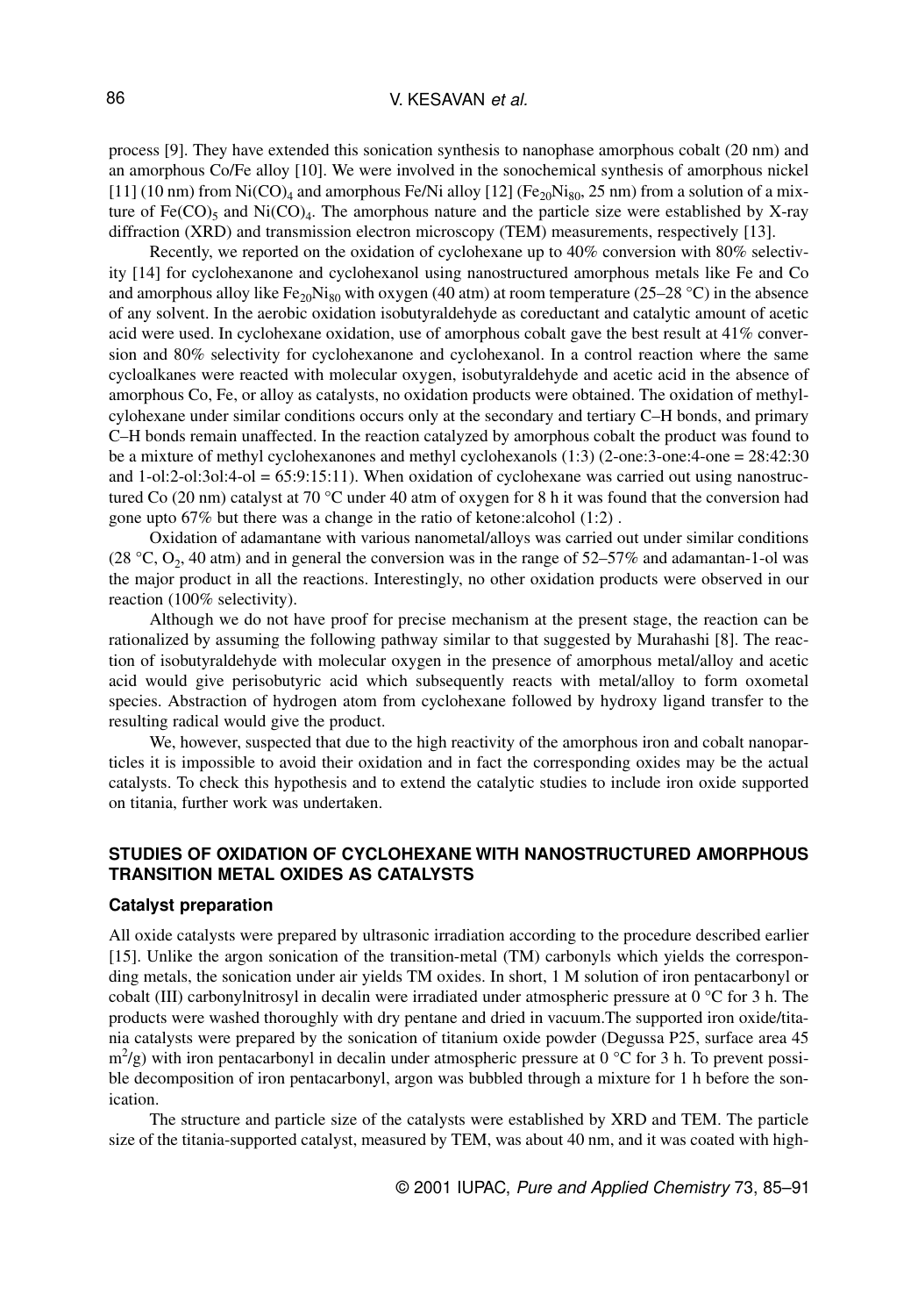process [9]. They have extended this sonication synthesis to nanophase amorphous cobalt (20 nm) and an amorphous Co/Fe alloy [10]. We were involved in the sonochemical synthesis of amorphous nickel [11] (10 nm) from $Ni(CO)_4$ and amorphous Fe/Ni alloy [12] ($Fe_{20}Ni_{80}$, 25 nm) from a solution of a mixture of $Fe(CO)_5$ and $Ni(CO)_4$. The amorphous nature and the particle size were established by X-ray diffraction (XRD) and transmission electron microscopy (TEM) measurements, respectively [13].

Recently, we reported on the oxidation of cyclohexane up to 40% conversion with 80% selectivity [14] for cyclohexanone and cyclohexanol using nanostructured amorphous metals like Fe and Co and amorphous alloy like $Fe_{20}Ni_{80}$ with oxygen (40 atm) at room temperature (25–28 °C) in the absence of any solvent. In the aerobic oxidation isobutyraldehyde as coreductant and catalytic amount of acetic acid were used. In cyclohexane oxidation, use of amorphous cobalt gave the best result at 41% conversion and 80% selectivity for cyclohexanone and cyclohexanol. In a control reaction where the same cycloalkanes were reacted with molecular oxygen, isobutyraldehyde and acetic acid in the absence of amorphous Co, Fe, or alloy as catalysts, no oxidation products were obtained. The oxidation of methylcylohexane under similar conditions occurs only at the secondary and tertiary C–H bonds, and primary C–H bonds remain unaffected. In the reaction catalyzed by amorphous cobalt the product was found to be a mixture of methyl cyclohexanones and methyl cyclohexanols (1:3) (2-one:3-one:4-one = 28:42:30 and 1-ol:2-ol:3ol:4-ol = 65:9:15:11). When oxidation of cyclohexane was carried out using nanostructured Co (20 nm) catalyst at 70 °C under 40 atm of oxygen for 8 h it was found that the conversion had gone upto 67% but there was a change in the ratio of ketone:alcohol (1:2) .

Oxidation of adamantane with various nanometal/alloys was carried out under similar conditions (28 °C, $O_2$, 40 atm) and in general the conversion was in the range of 52–57% and adamantan-1-ol was the major product in all the reactions. Interestingly, no other oxidation products were observed in our reaction (100% selectivity).

Although we do not have proof for precise mechanism at the present stage, the reaction can be rationalized by assuming the following pathway similar to that suggested by Murahashi [8]. The reaction of isobutyraldehyde with molecular oxygen in the presence of amorphous metal/alloy and acetic acid would give perisobutyric acid which subsequently reacts with metal/alloy to form oxometal species. Abstraction of hydrogen atom from cyclohexane followed by hydroxy ligand transfer to the resulting radical would give the product.

We, however, suspected that due to the high reactivity of the amorphous iron and cobalt nanoparticles it is impossible to avoid their oxidation and in fact the corresponding oxides may be the actual catalysts. To check this hypothesis and to extend the catalytic studies to include iron oxide supported on titania, further work was undertaken.

## STUDIES OF OXIDATION OF CYCLOHEXANE WITH NANOSTRUCTURED AMORPHOUS TRANSITION METAL OXIDES AS CATALYSTS

### Catalyst preparation

All oxide catalysts were prepared by ultrasonic irradiation according to the procedure described earlier [15]. Unlike the argon sonication of the transition-metal (TM) carbonyls which yields the corresponding metals, the sonication under air yields TM oxides. In short, 1 M solution of iron pentacarbonyl or cobalt (III) carbonylnitrosyl in decalin were irradiated under atmospheric pressure at 0 °C for 3 h. The products were washed thoroughly with dry pentane and dried in vacuum.The supported iron oxide/titania catalysts were prepared by the sonication of titanium oxide powder (Degussa P25, surface area 45 $m^2/g$) with iron pentacarbonyl in decalin under atmospheric pressure at 0 °C for 3 h. To prevent possible decomposition of iron pentacarbonyl, argon was bubbled through a mixture for 1 h before the sonication.

The structure and particle size of the catalysts were established by XRD and TEM. The particle size of the titania-supported catalyst, measured by TEM, was about 40 nm, and it was coated with high-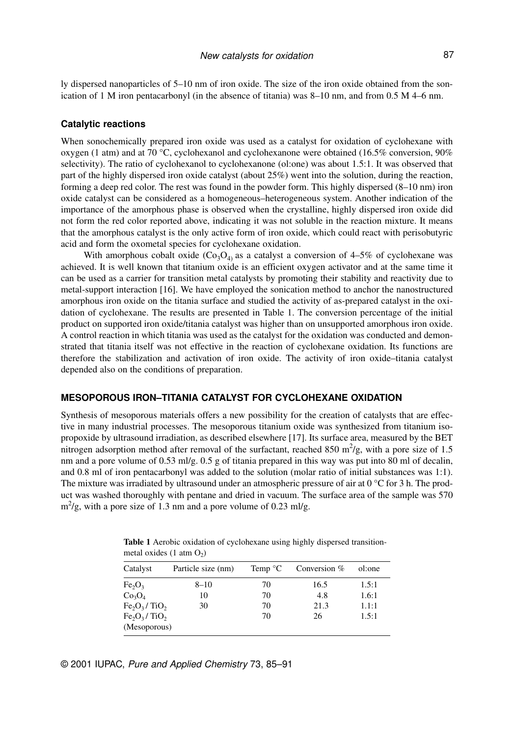ly dispersed nanoparticles of 5–10 nm of iron oxide. The size of the iron oxide obtained from the sonication of 1 M iron pentacarbonyl (in the absence of titania) was 8–10 nm, and from 0.5 M 4–6 nm.

### Catalytic reactions

When sonochemically prepared iron oxide was used as a catalyst for oxidation of cyclohexane with oxygen (1 atm) and at 70 °C, cyclohexanol and cyclohexanone were obtained (16.5% conversion, 90% selectivity). The ratio of cyclohexanol to cyclohexanone (ol:one) was about 1.5:1. It was observed that part of the highly dispersed iron oxide catalyst (about 25%) went into the solution, during the reaction, forming a deep red color. The rest was found in the powder form. This highly dispersed (8–10 nm) iron oxide catalyst can be considered as a homogeneous–heterogeneous system. Another indication of the importance of the amorphous phase is observed when the crystalline, highly dispersed iron oxide did not form the red color reported above, indicating it was not soluble in the reaction mixture. It means that the amorphous catalyst is the only active form of iron oxide, which could react with perisobutyric acid and form the oxometal species for cyclohexane oxidation.

With amorphous cobalt oxide ($Co_3O_4$) as a catalyst a conversion of 4–5% of cyclohexane was achieved. It is well known that titanium oxide is an efficient oxygen activator and at the same time it can be used as a carrier for transition metal catalysts by promoting their stability and reactivity due to metal-support interaction [16]. We have employed the sonication method to anchor the nanostructured amorphous iron oxide on the titania surface and studied the activity of as-prepared catalyst in the oxidation of cyclohexane. The results are presented in Table 1. The conversion percentage of the initial product on supported iron oxide/titania catalyst was higher than on unsupported amorphous iron oxide. A control reaction in which titania was used as the catalyst for the oxidation was conducted and demonstrated that titania itself was not effective in the reaction of cyclohexane oxidation. Its functions are therefore the stabilization and activation of iron oxide. The activity of iron oxide–titania catalyst depended also on the conditions of preparation.

## MESOPOROUS IRON–TITANIA CATALYST FOR CYCLOHEXANE OXIDATION

Synthesis of mesoporous materials offers a new possibility for the creation of catalysts that are effective in many industrial processes. The mesoporous titanium oxide was synthesized from titanium isopropoxide by ultrasound irradiation, as described elsewhere [17]. Its surface area, measured by the BET nitrogen adsorption method after removal of the surfactant, reached 850 $m^2$/g, with a pore size of 1.5 nm and a pore volume of 0.53 ml/g. 0.5 g of titania prepared in this way was put into 80 ml of decalin, and 0.8 ml of iron pentacarbonyl was added to the solution (molar ratio of initial substances was 1:1). The mixture was irradiated by ultrasound under an atmospheric pressure of air at 0 °C for 3 h. The product was washed thoroughly with pentane and dried in vacuum. The surface area of the sample was 570 $m^2$/g, with a pore size of 1.3 nm and a pore volume of 0.23 ml/g.

**Table 1** Aerobic oxidation of cyclohexane using highly dispersed transition-metal oxides (1 atm $O_2$)

| Catalyst | Particle size (nm) | Temp °C | Conversion % | ol:one |
|---|---|---|---|---|
| $Fe_2O_3$ | 8–10 | 70 | 16.5 | 1.5:1 |
| $Co_3O_4$ | 10 | 70 | 4.8 | 1.6:1 |
| $Fe_2O_3$ / $TiO_2$ | 30 | 70 | 21.3 | 1.1:1 |
| $Fe_2O_3$ / $TiO_2$ (Mesoporous) | | 70 | 26 | 1.5:1 |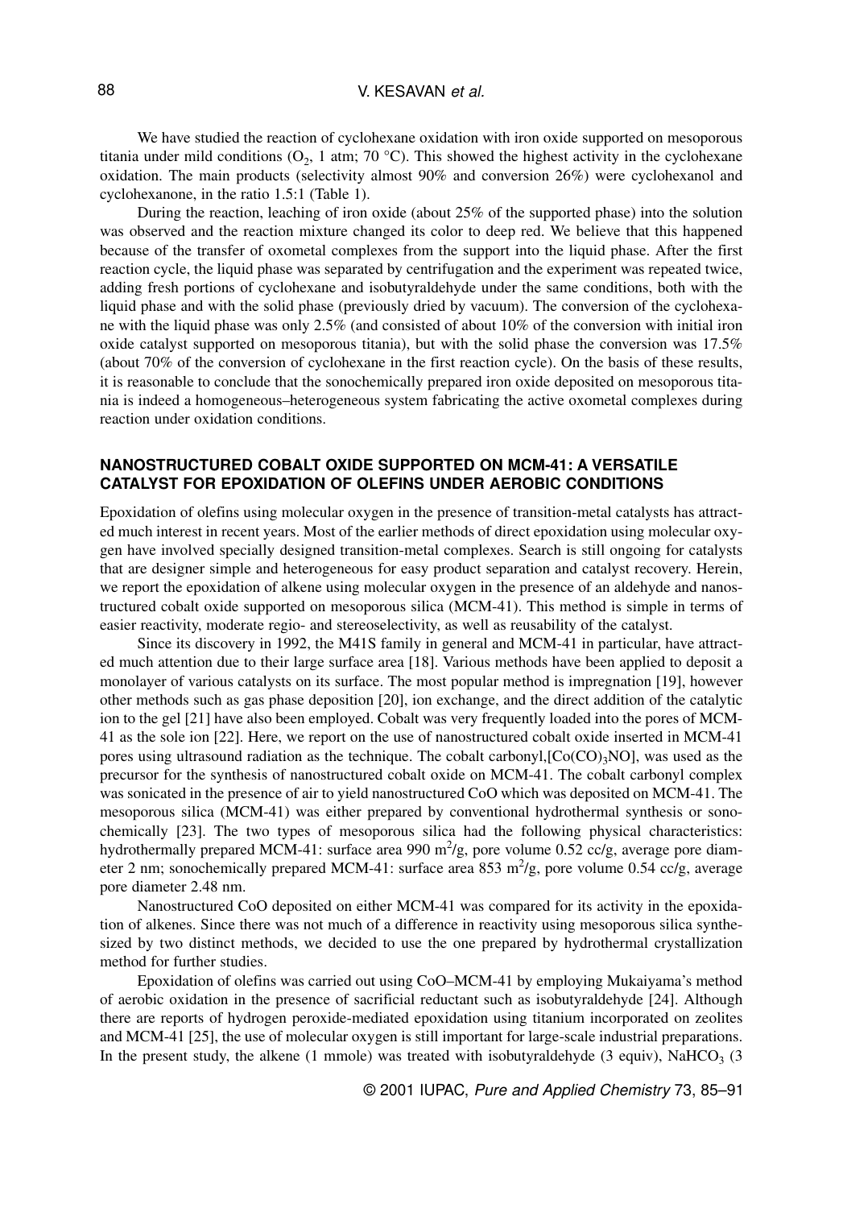We have studied the reaction of cyclohexane oxidation with iron oxide supported on mesoporous titania under mild conditions ($O_2$, 1 atm; 70 °C). This showed the highest activity in the cyclohexane oxidation. The main products (selectivity almost 90% and conversion 26%) were cyclohexanol and cyclohexanone, in the ratio 1.5:1 (Table 1).

During the reaction, leaching of iron oxide (about 25% of the supported phase) into the solution was observed and the reaction mixture changed its color to deep red. We believe that this happened because of the transfer of oxometal complexes from the support into the liquid phase. After the first reaction cycle, the liquid phase was separated by centrifugation and the experiment was repeated twice, adding fresh portions of cyclohexane and isobutyraldehyde under the same conditions, both with the liquid phase and with the solid phase (previously dried by vacuum). The conversion of the cyclohexane with the liquid phase was only 2.5% (and consisted of about 10% of the conversion with initial iron oxide catalyst supported on mesoporous titania), but with the solid phase the conversion was 17.5% (about 70% of the conversion of cyclohexane in the first reaction cycle). On the basis of these results, it is reasonable to conclude that the sonochemically prepared iron oxide deposited on mesoporous titania is indeed a homogeneous–heterogeneous system fabricating the active oxometal complexes during reaction under oxidation conditions.

## NANOSTRUCTURED COBALT OXIDE SUPPORTED ON MCM-41: A VERSATILE CATALYST FOR EPOXIDATION OF OLEFINS UNDER AEROBIC CONDITIONS

Epoxidation of olefins using molecular oxygen in the presence of transition-metal catalysts has attracted much interest in recent years. Most of the earlier methods of direct epoxidation using molecular oxygen have involved specially designed transition-metal complexes. Search is still ongoing for catalysts that are designer simple and heterogeneous for easy product separation and catalyst recovery. Herein, we report the epoxidation of alkene using molecular oxygen in the presence of an aldehyde and nanostructured cobalt oxide supported on mesoporous silica (MCM-41). This method is simple in terms of easier reactivity, moderate regio- and stereoselectivity, as well as reusability of the catalyst.

Since its discovery in 1992, the M41S family in general and MCM-41 in particular, have attracted much attention due to their large surface area [18]. Various methods have been applied to deposit a monolayer of various catalysts on its surface. The most popular method is impregnation [19], however other methods such as gas phase deposition [20], ion exchange, and the direct addition of the catalytic ion to the gel [21] have also been employed. Cobalt was very frequently loaded into the pores of MCM-41 as the sole ion [22]. Here, we report on the use of nanostructured cobalt oxide inserted in MCM-41 pores using ultrasound radiation as the technique. The cobalt carbonyl,[$Co(CO)_3NO$], was used as the precursor for the synthesis of nanostructured cobalt oxide on MCM-41. The cobalt carbonyl complex was sonicated in the presence of air to yield nanostructured CoO which was deposited on MCM-41. The mesoporous silica (MCM-41) was either prepared by conventional hydrothermal synthesis or sonochemically [23]. The two types of mesoporous silica had the following physical characteristics: hydrothermally prepared MCM-41: surface area 990 $m^2$/g, pore volume 0.52 cc/g, average pore diameter 2 nm; sonochemically prepared MCM-41: surface area 853 $m^2$/g, pore volume 0.54 cc/g, average pore diameter 2.48 nm.

Nanostructured CoO deposited on either MCM-41 was compared for its activity in the epoxidation of alkenes. Since there was not much of a difference in reactivity using mesoporous silica synthesized by two distinct methods, we decided to use the one prepared by hydrothermal crystallization method for further studies.

Epoxidation of olefins was carried out using CoO–MCM-41 by employing Mukaiyama's method of aerobic oxidation in the presence of sacrificial reductant such as isobutyraldehyde [24]. Although there are reports of hydrogen peroxide-mediated epoxidation using titanium incorporated on zeolites and MCM-41 [25], the use of molecular oxygen is still important for large-scale industrial preparations. In the present study, the alkene (1 mmole) was treated with isobutyraldehyde (3 equiv), $NaHCO_3$ (3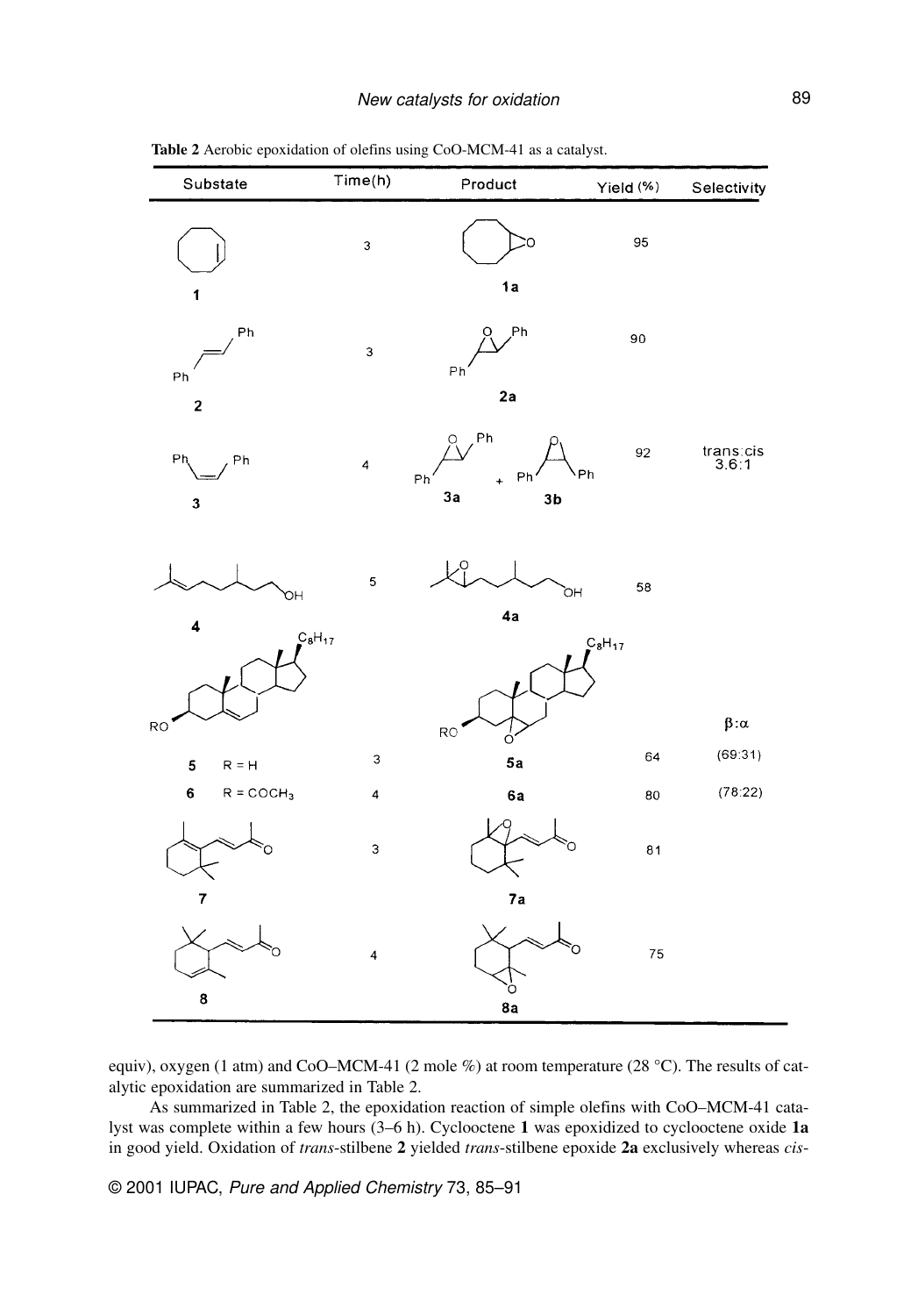**Table 2** Aerobic epoxidation of olefins using CoO-MCM-41 as a catalyst.

| Substate | Time(h) | Product | Yield (%) | Selectivity |
|---|---|---|---|---|
| **1** | 3 | **1a** | 95 | |
| **2** | 3 | **2a** | 90 | |
| **3** | 4 | **3a** + **3b** | 92 | trans:cis 3.6:1 |
| **4** | 5 | **4a** | 58 | |
| | | | | β:α |
| **5** R = H | 3 | **5a** | 64 | (69:31) |
| **6** R = $COCH_3$ | 4 | **6a** | 80 | (78:22) |
| **7** | 3 | **7a** | 81 | |
| **8** | 4 | **8a** | 75 | |

equiv), oxygen (1 atm) and CoO–MCM-41 (2 mole %) at room temperature (28 °C). The results of catalytic epoxidation are summarized in Table 2.

As summarized in Table 2, the epoxidation reaction of simple olefins with CoO–MCM-41 catalyst was complete within a few hours (3–6 h). Cyclooctene **1** was epoxidized to cyclooctene oxide **1a** in good yield. Oxidation of *trans*-stilbene **2** yielded *trans*-stilbene epoxide **2a** exclusively whereas *cis*-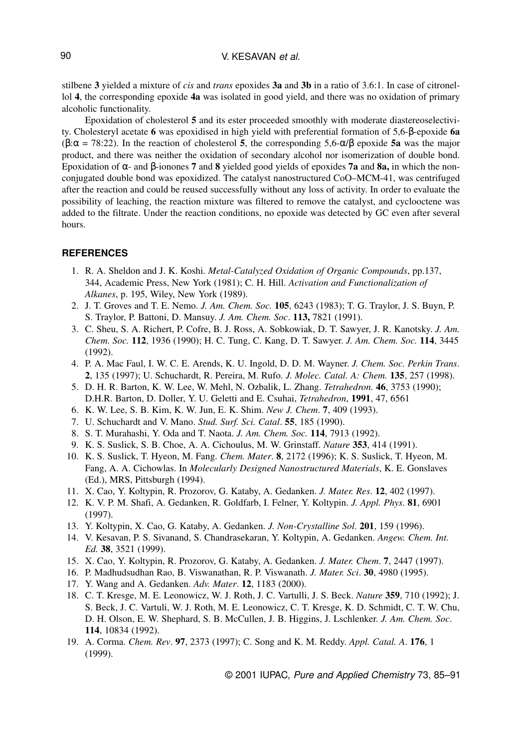stilbene **3** yielded a mixture of *cis* and *trans* epoxides **3a** and **3b** in a ratio of 3.6:1. In case of citronellol **4**, the corresponding epoxide **4a** was isolated in good yield, and there was no oxidation of primary alcoholic functionality.

Epoxidation of cholesterol **5** and its ester proceeded smoothly with moderate diastereoselectivity. Cholesteryl acetate **6** was epoxidised in high yield with preferential formation of 5,6-β-epoxide **6a** (β:α = 78:22). In the reaction of cholesterol **5**, the corresponding 5,6-α/β epoxide **5a** was the major product, and there was neither the oxidation of secondary alcohol nor isomerization of double bond. Epoxidation of α- and β-ionones **7** and **8** yielded good yields of epoxides **7a** and **8a,** in which the non-conjugated double bond was epoxidized. The catalyst nanostructured CoO–MCM-41, was centrifuged after the reaction and could be reused successfully without any loss of activity. In order to evaluate the possibility of leaching, the reaction mixture was filtered to remove the catalyst, and cyclooctene was added to the filtrate. Under the reaction conditions, no epoxide was detected by GC even after several hours.

## REFERENCES

1. R. A. Sheldon and J. K. Koshi. *Metal-Catalyzed Oxidation of Organic Compounds*, pp.137, 344, Academic Press, New York (1981); C. H. Hill. *Activation and Functionalization of Alkanes*, p. 195, Wiley, New York (1989).
2. J. T. Groves and T. E. Nemo. *J. Am. Chem. Soc.* **105**, 6243 (1983); T. G. Traylor, J. S. Buyn, P. S. Traylor, P. Battoni, D. Mansuy. *J. Am. Chem. Soc*. **113,** 7821 (1991).
3. C. Sheu, S. A. Richert, P. Cofre, B. J. Ross, A. Sobkowiak, D. T. Sawyer, J. R. Kanotsky. *J. Am. Chem. Soc.* **112**, 1936 (1990); H. C. Tung, C. Kang, D. T. Sawyer. *J. Am. Chem. Soc.* **114**, 3445 (1992).
4. P. A. Mac Faul, I. W. C. E. Arends, K. U. Ingold, D. D. M. Wayner. *J. Chem. Soc. Perkin Trans*. **2**, 135 (1997); U. Schuchardt, R. Pereira, M. Rufo. *J. Molec. Catal. A: Chem.* **135**, 257 (1998).
5. D. H. R. Barton, K. W. Lee, W. Mehl, N. Ozbalik, L. Zhang. *Tetrahedron.* **46**, 3753 (1990); D.H.R. Barton, D. Doller, Y. U. Geletti and E. Csuhai, *Tetrahedron*, **1991**, 47, 6561
6. K. W. Lee, S. B. Kim, K. W. Jun, E. K. Shim. *New J. Chem*. **7**, 409 (1993).
7. U. Schuchardt and V. Mano. *Stud. Surf. Sci. Catal*. **55**, 185 (1990).
8. S. T. Murahashi, Y. Oda and T. Naota. *J. Am. Chem. Soc.* **114**, 7913 (1992).
9. K. S. Suslick, S. B. Choe, A. A. Cichoulus, M. W. Grinstaff. *Nature* **353**, 414 (1991).
10. K. S. Suslick, T. Hyeon, M. Fang. *Chem. Mater*. **8**, 2172 (1996); K. S. Suslick, T. Hyeon, M. Fang, A. A. Cichowlas. In *Molecularly Designed Nanostructured Materials*, K. E. Gonslaves (Ed.), MRS, Pittsburgh (1994).
11. X. Cao, Y. Koltypin, R. Prozorov, G. Kataby, A. Gedanken. *J. Mater. Res*. **12**, 402 (1997).
12. K. V. P. M. Shafi, A. Gedanken, R. Goldfarb, I. Felner, Y. Koltypin. *J. Appl. Phys*. **81**, 6901 (1997).
13. Y. Koltypin, X. Cao, G. Kataby, A. Gedanken. *J. Non-Crystalline Sol*. **201**, 159 (1996).
14. V. Kesavan, P. S. Sivanand, S. Chandrasekaran, Y. Koltypin, A. Gedanken. *Angew. Chem. Int. Ed.* **38**, 3521 (1999).
15. X. Cao, Y. Koltypin, R. Prozorov, G. Kataby, A. Gedanken. *J. Mater. Chem*. **7**, 2447 (1997).
16. P. Madhudsudhan Rao, B. Viswanathan, R. P. Viswanath. *J. Mater. Sci*. **30**, 4980 (1995).
17. Y. Wang and A. Gedanken. *Adv. Mater*. **12**, 1183 (2000).
18. C. T. Kresge, M. E. Leonowicz, W. J. Roth, J. C. Vartulli, J. S. Beck. *Nature* **359**, 710 (1992); J. S. Beck, J. C. Vartuli, W. J. Roth, M. E. Leonowicz, C. T. Kresge, K. D. Schmidt, C. T. W. Chu, D. H. Olson, E. W. Shephard, S. B. McCullen, J. B. Higgins, J. Lschlenker. *J. Am. Chem. Soc*. **114**, 10834 (1992).
19. A. Corma. *Chem. Rev*. **97**, 2373 (1997); C. Song and K. M. Reddy. *Appl. Catal. A*. **176**, 1 (1999).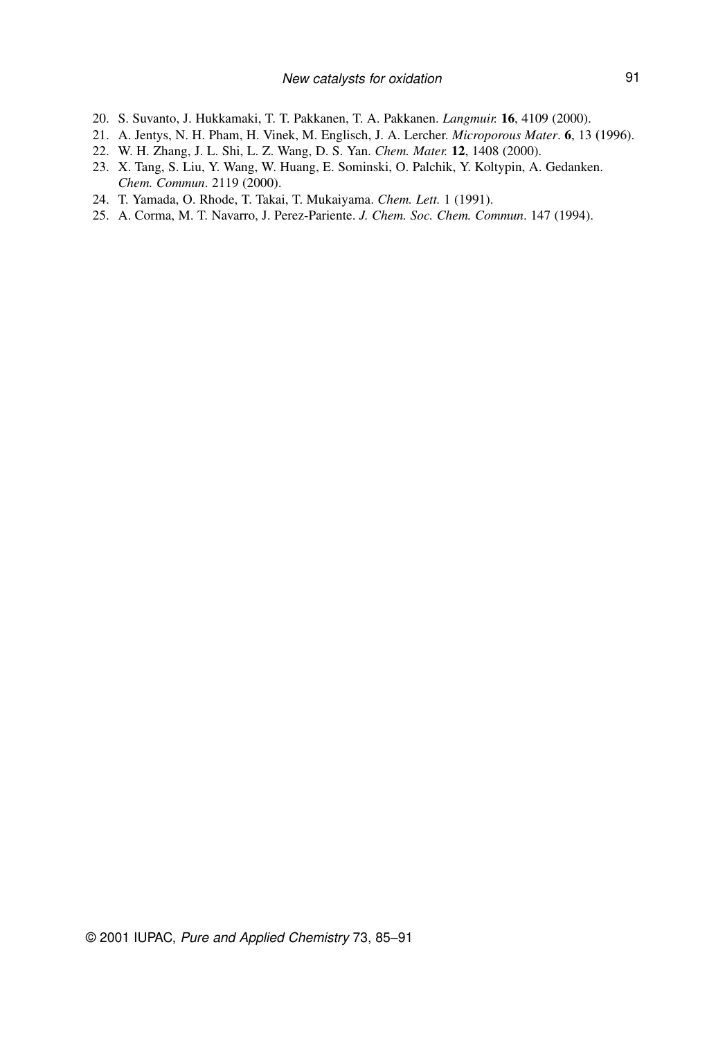20. S. Suvanto, J. Hukkamaki, T. T. Pakkanen, T. A. Pakkanen. *Langmuir.* **16**, 4109 (2000).
21. A. Jentys, N. H. Pham, H. Vinek, M. Englisch, J. A. Lercher. *Microporous Mater*. **6**, 13 (1996).
22. W. H. Zhang, J. L. Shi, L. Z. Wang, D. S. Yan. *Chem. Mater.* **12**, 1408 (2000).
23. X. Tang, S. Liu, Y. Wang, W. Huang, E. Sominski, O. Palchik, Y. Koltypin, A. Gedanken. *Chem. Commun*. 2119 (2000).
24. T. Yamada, O. Rhode, T. Takai, T. Mukaiyama. *Chem. Lett.* 1 (1991).
25. A. Corma, M. T. Navarro, J. Perez-Pariente. *J. Chem. Soc. Chem. Commun*. 147 (1994).